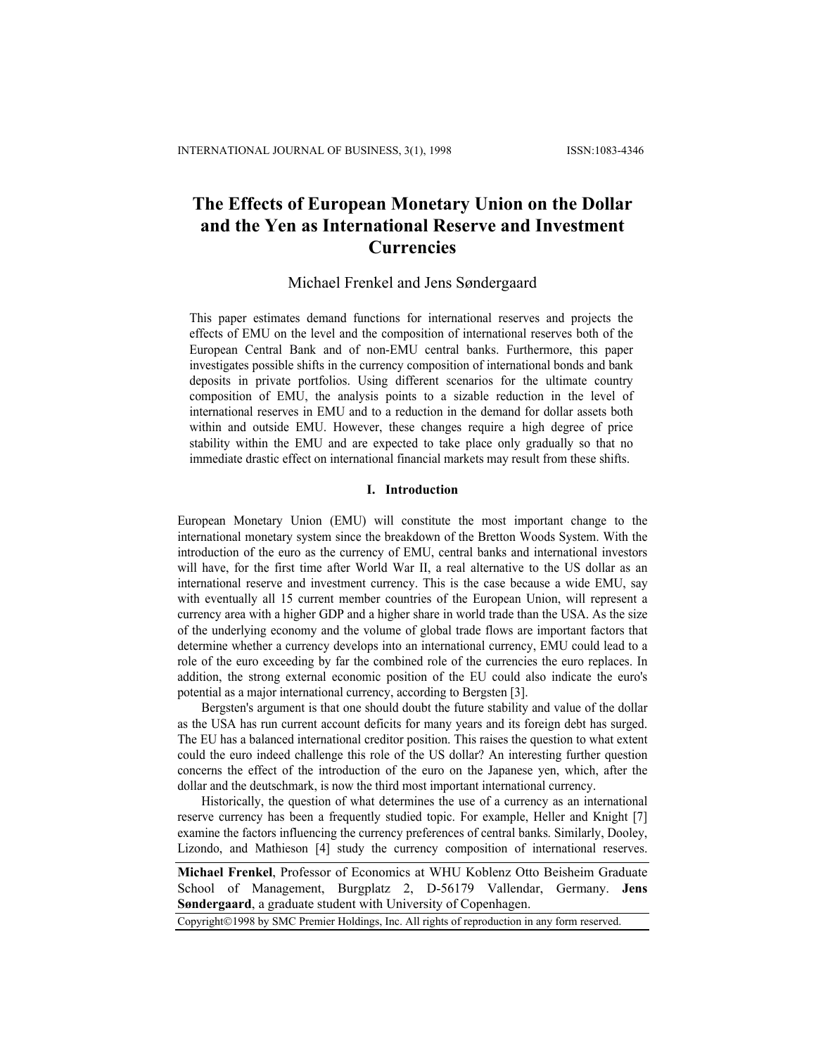# The Effects of European Monetary Union on the Dollar and the Yen as International Reserve and Investment Currencies

Michael Frenkel and Jens Søndergaard

This paper estimates demand functions for international reserves and projects the effects of EMU on the level and the composition of international reserves both of the European Central Bank and of non-EMU central banks. Furthermore, this paper investigates possible shifts in the currency composition of international bonds and bank deposits in private portfolios. Using different scenarios for the ultimate country composition of EMU, the analysis points to a sizable reduction in the level of international reserves in EMU and to a reduction in the demand for dollar assets both within and outside EMU. However, these changes require a high degree of price stability within the EMU and are expected to take place only gradually so that no immediate drastic effect on international financial markets may result from these shifts.

## I. Introduction

European Monetary Union (EMU) will constitute the most important change to the international monetary system since the breakdown of the Bretton Woods System. With the introduction of the euro as the currency of EMU, central banks and international investors will have, for the first time after World War II, a real alternative to the US dollar as an international reserve and investment currency. This is the case because a wide EMU, say with eventually all 15 current member countries of the European Union, will represent a currency area with a higher GDP and a higher share in world trade than the USA. As the size of the underlying economy and the volume of global trade flows are important factors that determine whether a currency develops into an international currency, EMU could lead to a role of the euro exceeding by far the combined role of the currencies the euro replaces. In addition, the strong external economic position of the EU could also indicate the euro's potential as a major international currency, according to Bergsten [3].

Bergsten's argument is that one should doubt the future stability and value of the dollar as the USA has run current account deficits for many years and its foreign debt has surged. The EU has a balanced international creditor position. This raises the question to what extent could the euro indeed challenge this role of the US dollar? An interesting further question concerns the effect of the introduction of the euro on the Japanese yen, which, after the dollar and the deutschmark, is now the third most important international currency.

Historically, the question of what determines the use of a currency as an international reserve currency has been a frequently studied topic. For example, Heller and Knight [7] examine the factors influencing the currency preferences of central banks. Similarly, Dooley, Lizondo, and Mathieson [4] study the currency composition of international reserves.

**Michael Frenkel**, Professor of Economics at WHU Koblenz Otto Beisheim Graduate School of Management, Burgplatz 2, D-56179 Vallendar, Germany. **Jens Søndergaard**, a graduate student with University of Copenhagen.

Copyright©1998 by SMC Premier Holdings, Inc. All rights of reproduction in any form reserved.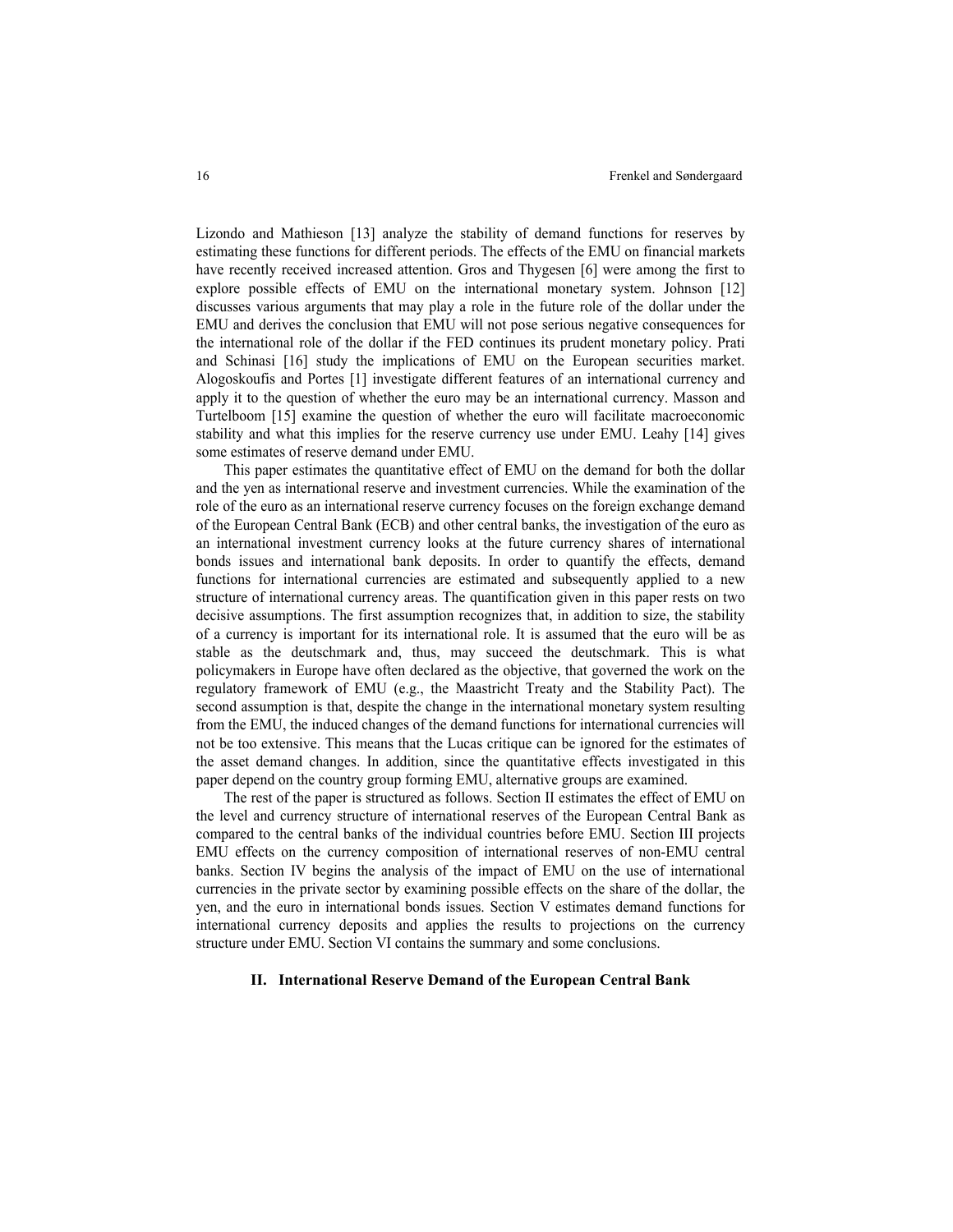Lizondo and Mathieson [13] analyze the stability of demand functions for reserves by estimating these functions for different periods. The effects of the EMU on financial markets have recently received increased attention. Gros and Thygesen [6] were among the first to explore possible effects of EMU on the international monetary system. Johnson [12] discusses various arguments that may play a role in the future role of the dollar under the EMU and derives the conclusion that EMU will not pose serious negative consequences for the international role of the dollar if the FED continues its prudent monetary policy. Prati and Schinasi [16] study the implications of EMU on the European securities market. Alogoskoufis and Portes [1] investigate different features of an international currency and apply it to the question of whether the euro may be an international currency. Masson and Turtelboom [15] examine the question of whether the euro will facilitate macroeconomic stability and what this implies for the reserve currency use under EMU. Leahy [14] gives some estimates of reserve demand under EMU.

This paper estimates the quantitative effect of EMU on the demand for both the dollar and the yen as international reserve and investment currencies. While the examination of the role of the euro as an international reserve currency focuses on the foreign exchange demand of the European Central Bank (ECB) and other central banks, the investigation of the euro as an international investment currency looks at the future currency shares of international bonds issues and international bank deposits. In order to quantify the effects, demand functions for international currencies are estimated and subsequently applied to a new structure of international currency areas. The quantification given in this paper rests on two decisive assumptions. The first assumption recognizes that, in addition to size, the stability of a currency is important for its international role. It is assumed that the euro will be as stable as the deutschmark and, thus, may succeed the deutschmark. This is what policymakers in Europe have often declared as the objective, that governed the work on the regulatory framework of EMU (e.g., the Maastricht Treaty and the Stability Pact). The second assumption is that, despite the change in the international monetary system resulting from the EMU, the induced changes of the demand functions for international currencies will not be too extensive. This means that the Lucas critique can be ignored for the estimates of the asset demand changes. In addition, since the quantitative effects investigated in this paper depend on the country group forming EMU, alternative groups are examined.

The rest of the paper is structured as follows. Section II estimates the effect of EMU on the level and currency structure of international reserves of the European Central Bank as compared to the central banks of the individual countries before EMU. Section III projects EMU effects on the currency composition of international reserves of non-EMU central banks. Section IV begins the analysis of the impact of EMU on the use of international currencies in the private sector by examining possible effects on the share of the dollar, the yen, and the euro in international bonds issues. Section V estimates demand functions for international currency deposits and applies the results to projections on the currency structure under EMU. Section VI contains the summary and some conclusions.

## II. International Reserve Demand of the European Central Bank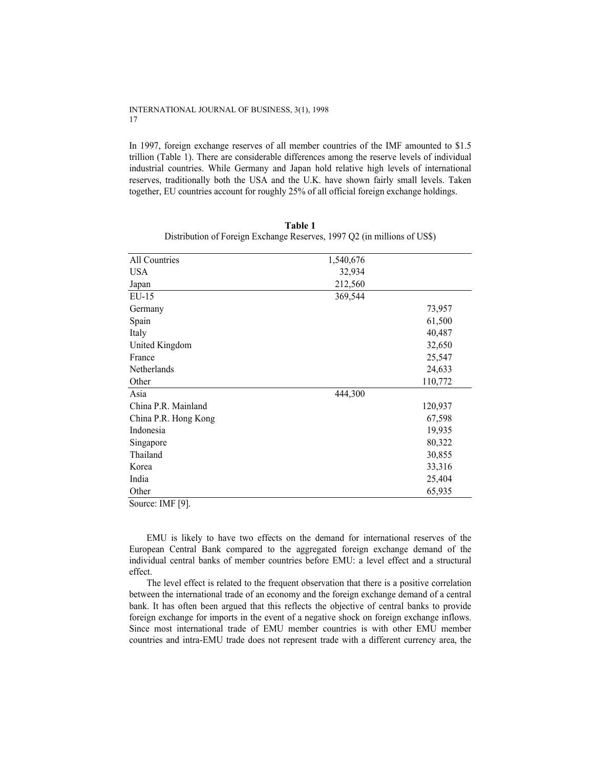In 1997, foreign exchange reserves of all member countries of the IMF amounted to $1.5 trillion (Table 1). There are considerable differences among the reserve levels of individual industrial countries. While Germany and Japan hold relative high levels of international reserves, traditionally both the USA and the U.K. have shown fairly small levels. Taken together, EU countries account for roughly 25% of all official foreign exchange holdings.

**Table 1**
Distribution of Foreign Exchange Reserves, 1997 Q2 (in millions of US$)

| | | |
|---|---|---|
| All Countries | 1,540,676 | |
| USA | 32,934 | |
| Japan | 212,560 | |
| EU-15 | 369,544 | |
| Germany | | 73,957 |
| Spain | | 61,500 |
| Italy | | 40,487 |
| United Kingdom | | 32,650 |
| France | | 25,547 |
| Netherlands | | 24,633 |
| Other | | 110,772 |
| Asia | 444,300 | |
| China P.R. Mainland | | 120,937 |
| China P.R. Hong Kong | | 67,598 |
| Indonesia | | 19,935 |
| Singapore | | 80,322 |
| Thailand | | 30,855 |
| Korea | | 33,316 |
| India | | 25,404 |
| Other | | 65,935 |

Source: IMF [9].

EMU is likely to have two effects on the demand for international reserves of the European Central Bank compared to the aggregated foreign exchange demand of the individual central banks of member countries before EMU: a level effect and a structural effect.

The level effect is related to the frequent observation that there is a positive correlation between the international trade of an economy and the foreign exchange demand of a central bank. It has often been argued that this reflects the objective of central banks to provide foreign exchange for imports in the event of a negative shock on foreign exchange inflows. Since most international trade of EMU member countries is with other EMU member countries and intra-EMU trade does not represent trade with a different currency area, the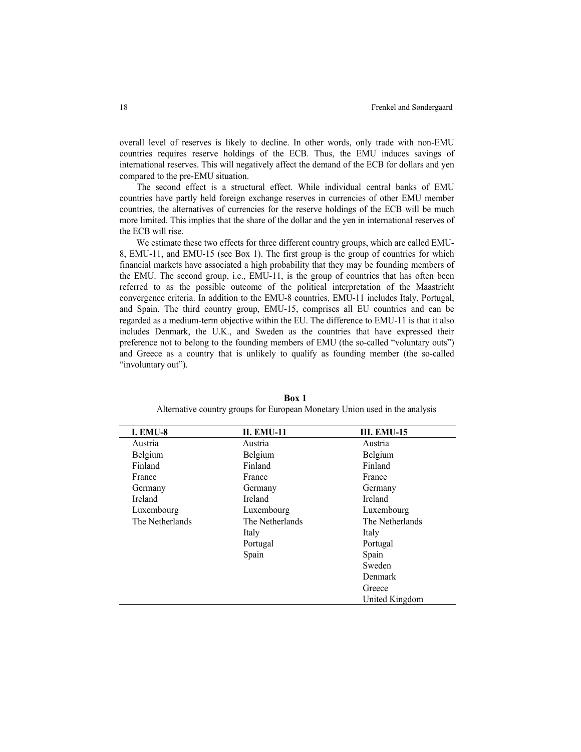overall level of reserves is likely to decline. In other words, only trade with non-EMU countries requires reserve holdings of the ECB. Thus, the EMU induces savings of international reserves. This will negatively affect the demand of the ECB for dollars and yen compared to the pre-EMU situation.

The second effect is a structural effect. While individual central banks of EMU countries have partly held foreign exchange reserves in currencies of other EMU member countries, the alternatives of currencies for the reserve holdings of the ECB will be much more limited. This implies that the share of the dollar and the yen in international reserves of the ECB will rise.

We estimate these two effects for three different country groups, which are called EMU-8, EMU-11, and EMU-15 (see Box 1). The first group is the group of countries for which financial markets have associated a high probability that they may be founding members of the EMU. The second group, i.e., EMU-11, is the group of countries that has often been referred to as the possible outcome of the political interpretation of the Maastricht convergence criteria. In addition to the EMU-8 countries, EMU-11 includes Italy, Portugal, and Spain. The third country group, EMU-15, comprises all EU countries and can be regarded as a medium-term objective within the EU. The difference to EMU-11 is that it also includes Denmark, the U.K., and Sweden as the countries that have expressed their preference not to belong to the founding members of EMU (the so-called "voluntary outs") and Greece as a country that is unlikely to qualify as founding member (the so-called "involuntary out").

**Box 1**

Alternative country groups for European Monetary Union used in the analysis

| **I. EMU-8** | **II. EMU-11** | **III. EMU-15** |
|---|---|---|
| Austria | Austria | Austria |
| Belgium | Belgium | Belgium |
| Finland | Finland | Finland |
| France | France | France |
| Germany | Germany | Germany |
| Ireland | Ireland | Ireland |
| Luxembourg | Luxembourg | Luxembourg |
| The Netherlands | The Netherlands | The Netherlands |
| | Italy | Italy |
| | Portugal | Portugal |
| | Spain | Spain |
| | | Sweden |
| | | Denmark |
| | | Greece |
| | | United Kingdom |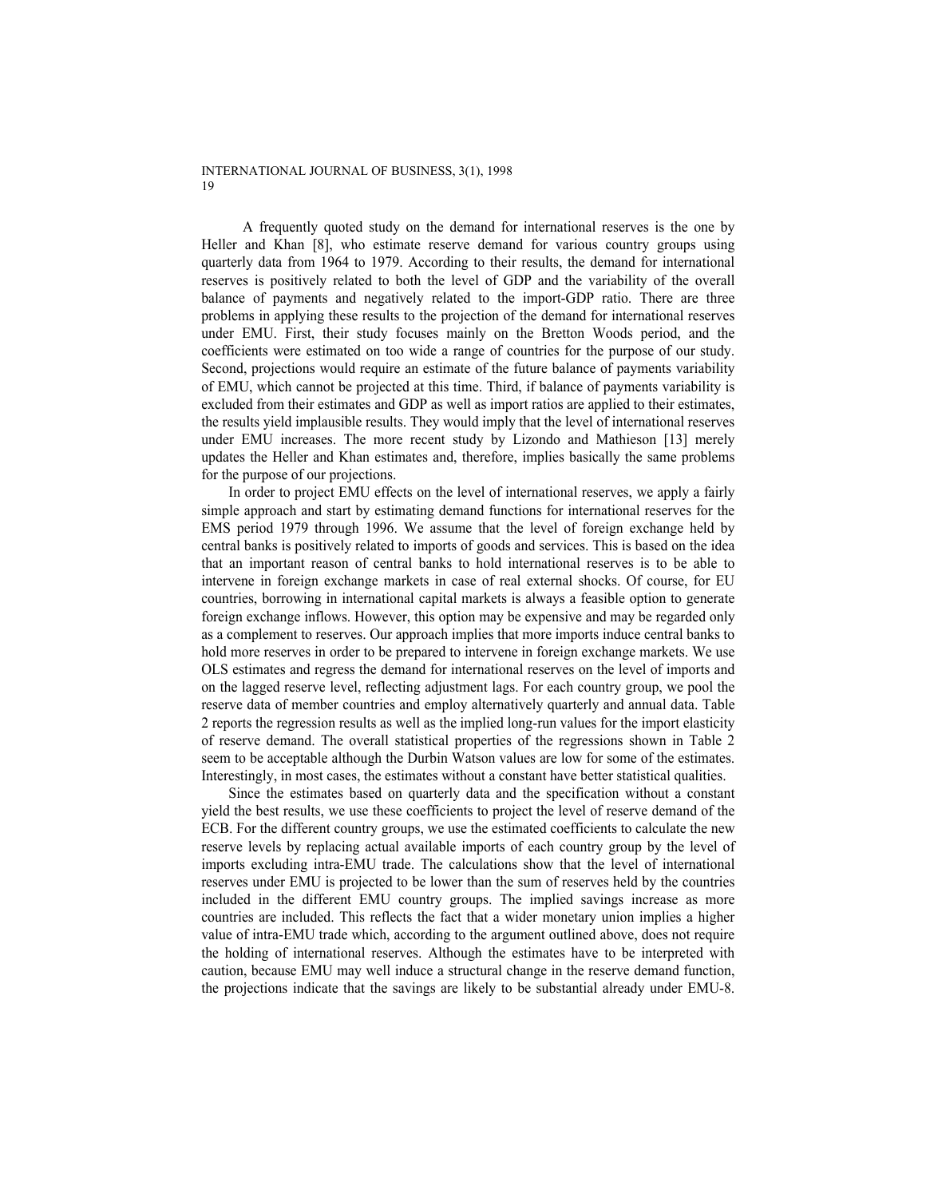A frequently quoted study on the demand for international reserves is the one by Heller and Khan [8], who estimate reserve demand for various country groups using quarterly data from 1964 to 1979. According to their results, the demand for international reserves is positively related to both the level of GDP and the variability of the overall balance of payments and negatively related to the import-GDP ratio. There are three problems in applying these results to the projection of the demand for international reserves under EMU. First, their study focuses mainly on the Bretton Woods period, and the coefficients were estimated on too wide a range of countries for the purpose of our study. Second, projections would require an estimate of the future balance of payments variability of EMU, which cannot be projected at this time. Third, if balance of payments variability is excluded from their estimates and GDP as well as import ratios are applied to their estimates, the results yield implausible results. They would imply that the level of international reserves under EMU increases. The more recent study by Lizondo and Mathieson [13] merely updates the Heller and Khan estimates and, therefore, implies basically the same problems for the purpose of our projections.

In order to project EMU effects on the level of international reserves, we apply a fairly simple approach and start by estimating demand functions for international reserves for the EMS period 1979 through 1996. We assume that the level of foreign exchange held by central banks is positively related to imports of goods and services. This is based on the idea that an important reason of central banks to hold international reserves is to be able to intervene in foreign exchange markets in case of real external shocks. Of course, for EU countries, borrowing in international capital markets is always a feasible option to generate foreign exchange inflows. However, this option may be expensive and may be regarded only as a complement to reserves. Our approach implies that more imports induce central banks to hold more reserves in order to be prepared to intervene in foreign exchange markets. We use OLS estimates and regress the demand for international reserves on the level of imports and on the lagged reserve level, reflecting adjustment lags. For each country group, we pool the reserve data of member countries and employ alternatively quarterly and annual data. Table 2 reports the regression results as well as the implied long-run values for the import elasticity of reserve demand. The overall statistical properties of the regressions shown in Table 2 seem to be acceptable although the Durbin Watson values are low for some of the estimates. Interestingly, in most cases, the estimates without a constant have better statistical qualities.

Since the estimates based on quarterly data and the specification without a constant yield the best results, we use these coefficients to project the level of reserve demand of the ECB. For the different country groups, we use the estimated coefficients to calculate the new reserve levels by replacing actual available imports of each country group by the level of imports excluding intra-EMU trade. The calculations show that the level of international reserves under EMU is projected to be lower than the sum of reserves held by the countries included in the different EMU country groups. The implied savings increase as more countries are included. This reflects the fact that a wider monetary union implies a higher value of intra-EMU trade which, according to the argument outlined above, does not require the holding of international reserves. Although the estimates have to be interpreted with caution, because EMU may well induce a structural change in the reserve demand function, the projections indicate that the savings are likely to be substantial already under EMU-8.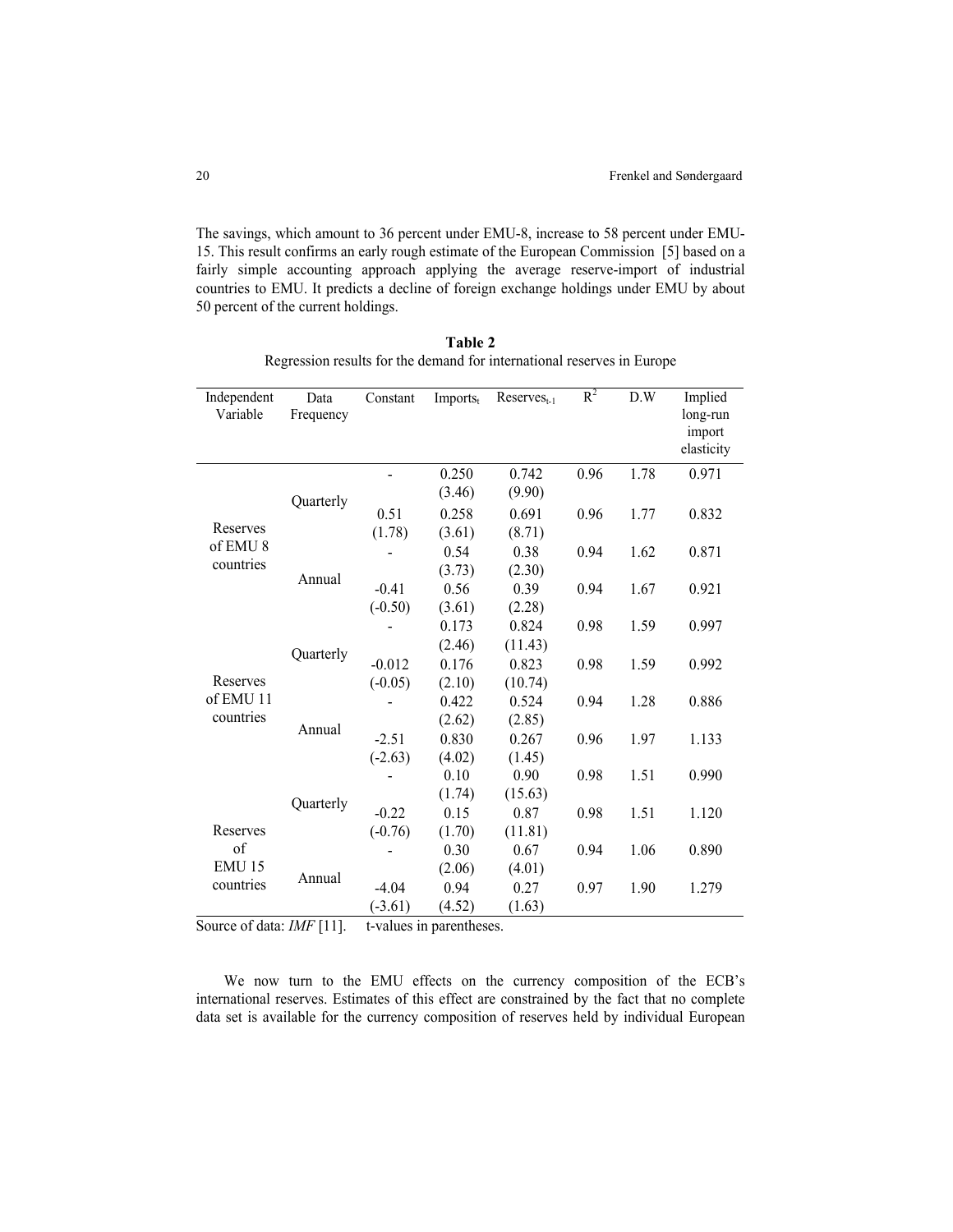The savings, which amount to 36 percent under EMU-8, increase to 58 percent under EMU-15. This result confirms an early rough estimate of the European Commission [5] based on a fairly simple accounting approach applying the average reserve-import of industrial countries to EMU. It predicts a decline of foreign exchange holdings under EMU by about 50 percent of the current holdings.

**Table 2**

Regression results for the demand for international reserves in Europe

| Independent Variable | Data Frequency | Constant | $Imports_t$ | $Reserves_{t-1}$ | $R^2$ | D.W | Implied long-run import elasticity |
|---|---|---|---|---|---|---|---|
| Reserves of EMU 8 countries | Quarterly | - | 0.250 (3.46) | 0.742 (9.90) | 0.96 | 1.78 | 0.971 |
| | | 0.51 (1.78) | 0.258 (3.61) | 0.691 (8.71) | 0.96 | 1.77 | 0.832 |
| | Annual | - | 0.54 (3.73) | 0.38 (2.30) | 0.94 | 1.62 | 0.871 |
| | | -0.41 (-0.50) | 0.56 (3.61) | 0.39 (2.28) | 0.94 | 1.67 | 0.921 |
| Reserves of EMU 11 countries | Quarterly | - | 0.173 (2.46) | 0.824 (11.43) | 0.98 | 1.59 | 0.997 |
| | | -0.012 (-0.05) | 0.176 (2.10) | 0.823 (10.74) | 0.98 | 1.59 | 0.992 |
| | Annual | - | 0.422 (2.62) | 0.524 (2.85) | 0.94 | 1.28 | 0.886 |
| | | -2.51 (-2.63) | 0.830 (4.02) | 0.267 (1.45) | 0.96 | 1.97 | 1.133 |
| Reserves of EMU 15 countries | Quarterly | - | 0.10 (1.74) | 0.90 (15.63) | 0.98 | 1.51 | 0.990 |
| | | -0.22 (-0.76) | 0.15 (1.70) | 0.87 (11.81) | 0.98 | 1.51 | 1.120 |
| | Annual | - | 0.30 (2.06) | 0.67 (4.01) | 0.94 | 1.06 | 0.890 |
| | | -4.04 (-3.61) | 0.94 (4.52) | 0.27 (1.63) | 0.97 | 1.90 | 1.279 |

Source of data: *IMF* [11]. t-values in parentheses.

We now turn to the EMU effects on the currency composition of the ECB's international reserves. Estimates of this effect are constrained by the fact that no complete data set is available for the currency composition of reserves held by individual European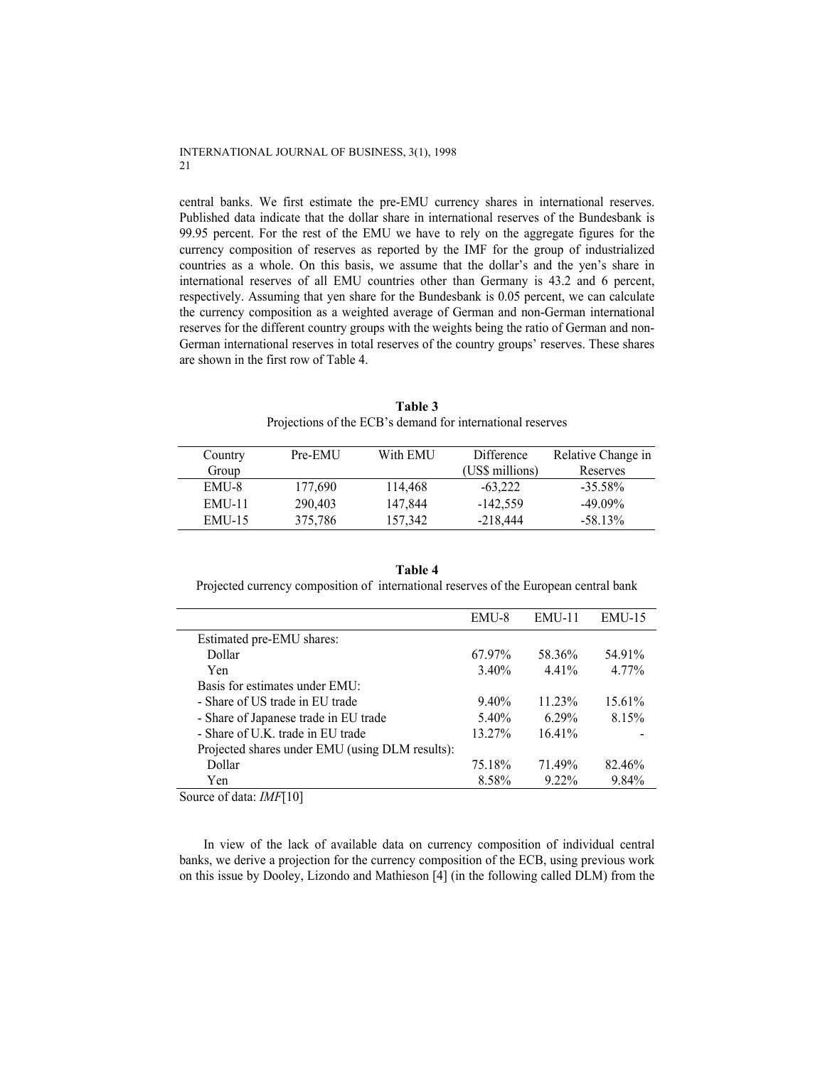central banks. We first estimate the pre-EMU currency shares in international reserves. Published data indicate that the dollar share in international reserves of the Bundesbank is 99.95 percent. For the rest of the EMU we have to rely on the aggregate figures for the currency composition of reserves as reported by the IMF for the group of industrialized countries as a whole. On this basis, we assume that the dollar's and the yen's share in international reserves of all EMU countries other than Germany is 43.2 and 6 percent, respectively. Assuming that yen share for the Bundesbank is 0.05 percent, we can calculate the currency composition as a weighted average of German and non-German international reserves for the different country groups with the weights being the ratio of German and non-German international reserves in total reserves of the country groups' reserves. These shares are shown in the first row of Table 4.

**Table 3**
Projections of the ECB's demand for international reserves

| Country Group | Pre-EMU | With EMU | Difference (US$ millions) | Relative Change in Reserves |
|---|---|---|---|---|
| EMU-8 | 177,690 | 114,468 | -63,222 | -35.58% |
| EMU-11 | 290,403 | 147,844 | -142,559 | -49.09% |
| EMU-15 | 375,786 | 157,342 | -218,444 | -58.13% |

**Table 4**
Projected currency composition of international reserves of the European central bank

| | EMU-8 | EMU-11 | EMU-15 |
|---|---|---|---|
| Estimated pre-EMU shares: | | | |
| Dollar | 67.97% | 58.36% | 54.91% |
| Yen | 3.40% | 4.41% | 4.77% |
| Basis for estimates under EMU: | | | |
| - Share of US trade in EU trade | 9.40% | 11.23% | 15.61% |
| - Share of Japanese trade in EU trade | 5.40% | 6.29% | 8.15% |
| - Share of U.K. trade in EU trade | 13.27% | 16.41% | - |
| Projected shares under EMU (using DLM results): | | | |
| Dollar | 75.18% | 71.49% | 82.46% |
| Yen | 8.58% | 9.22% | 9.84% |

Source of data: *IMF*[10]

In view of the lack of available data on currency composition of individual central banks, we derive a projection for the currency composition of the ECB, using previous work on this issue by Dooley, Lizondo and Mathieson [4] (in the following called DLM) from the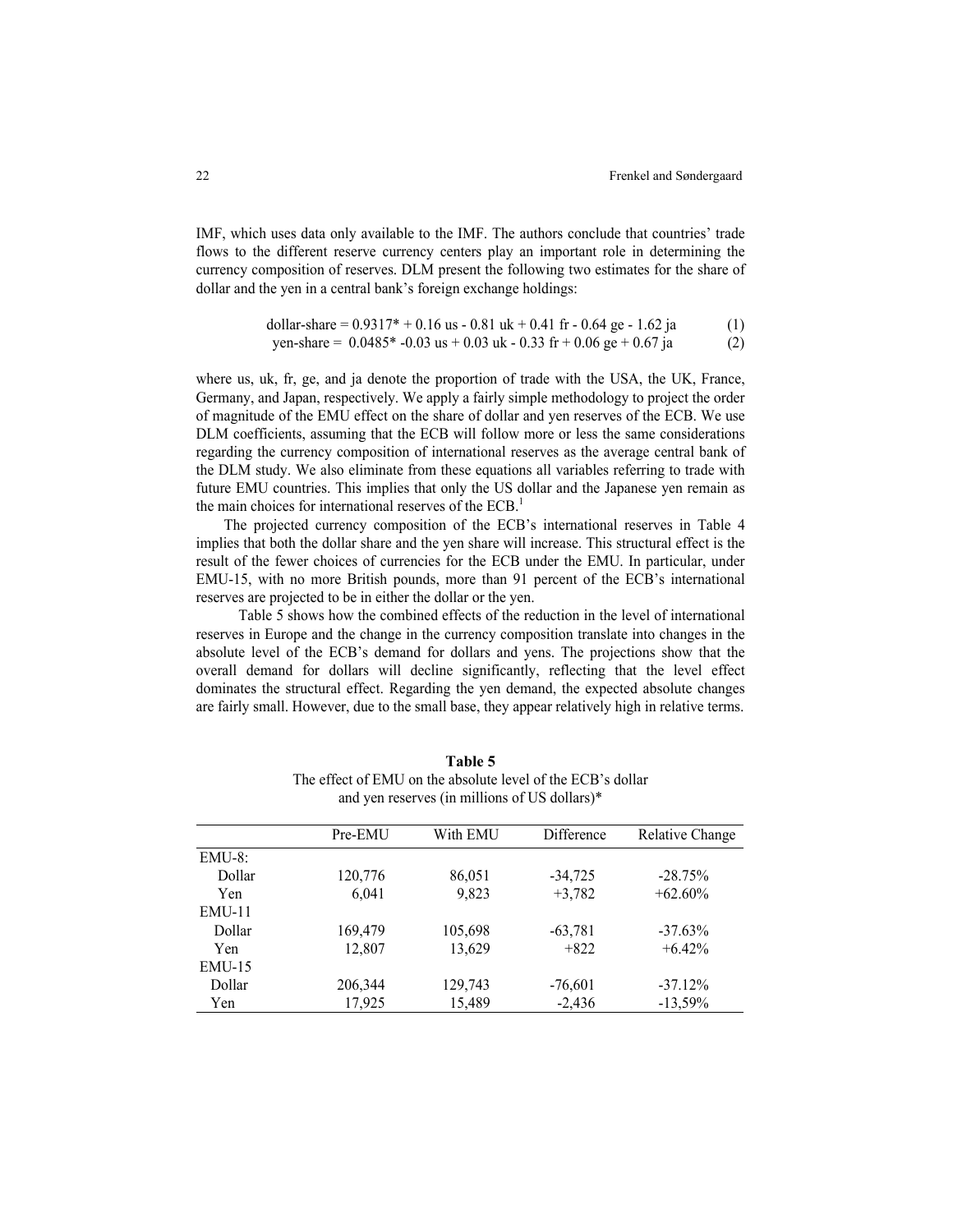IMF, which uses data only available to the IMF. The authors conclude that countries' trade flows to the different reserve currency centers play an important role in determining the currency composition of reserves. DLM present the following two estimates for the share of dollar and the yen in a central bank's foreign exchange holdings:

$$\text{dollar-share} = 0.9317^{*} + 0.16\ \text{us} - 0.81\ \text{uk} + 0.41\ \text{fr} - 0.64\ \text{ge} - 1.62\ \text{ja} \quad (1)$$

$$\text{yen-share} = 0.0485^{*} - 0.03\ \text{us} + 0.03\ \text{uk} - 0.33\ \text{fr} + 0.06\ \text{ge} + 0.67\ \text{ja} \quad (2)$$

where us, uk, fr, ge, and ja denote the proportion of trade with the USA, the UK, France, Germany, and Japan, respectively. We apply a fairly simple methodology to project the order of magnitude of the EMU effect on the share of dollar and yen reserves of the ECB. We use DLM coefficients, assuming that the ECB will follow more or less the same considerations regarding the currency composition of international reserves as the average central bank of the DLM study. We also eliminate from these equations all variables referring to trade with future EMU countries. This implies that only the US dollar and the Japanese yen remain as the main choices for international reserves of the ECB.[1]

The projected currency composition of the ECB's international reserves in Table 4 implies that both the dollar share and the yen share will increase. This structural effect is the result of the fewer choices of currencies for the ECB under the EMU. In particular, under EMU-15, with no more British pounds, more than 91 percent of the ECB's international reserves are projected to be in either the dollar or the yen.

Table 5 shows how the combined effects of the reduction in the level of international reserves in Europe and the change in the currency composition translate into changes in the absolute level of the ECB's demand for dollars and yens. The projections show that the overall demand for dollars will decline significantly, reflecting that the level effect dominates the structural effect. Regarding the yen demand, the expected absolute changes are fairly small. However, due to the small base, they appear relatively high in relative terms.

**Table 5**

The effect of EMU on the absolute level of the ECB's dollar and yen reserves (in millions of US dollars)*

| | Pre-EMU | With EMU | Difference | Relative Change |
|---|---|---|---|---|
| EMU-8: | | | | |
| Dollar | 120,776 | 86,051 | -34,725 | -28.75% |
| Yen | 6,041 | 9,823 | +3,782 | +62.60% |
| EMU-11 | | | | |
| Dollar | 169,479 | 105,698 | -63,781 | -37.63% |
| Yen | 12,807 | 13,629 | +822 | +6.42% |
| EMU-15 | | | | |
| Dollar | 206,344 | 129,743 | -76,601 | -37.12% |
| Yen | 17,925 | 15,489 | -2,436 | -13,59% |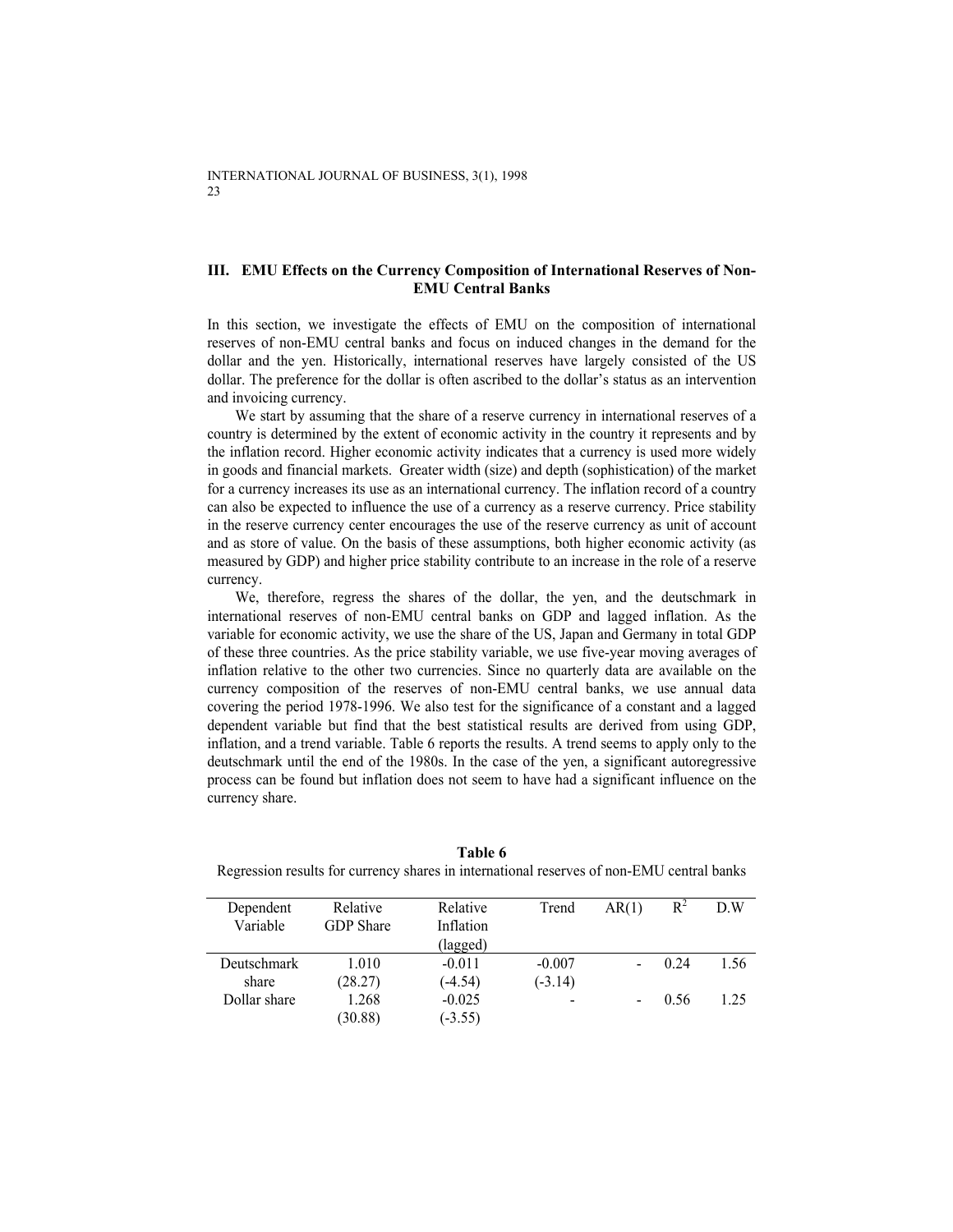## III. EMU Effects on the Currency Composition of International Reserves of Non-EMU Central Banks

In this section, we investigate the effects of EMU on the composition of international reserves of non-EMU central banks and focus on induced changes in the demand for the dollar and the yen. Historically, international reserves have largely consisted of the US dollar. The preference for the dollar is often ascribed to the dollar's status as an intervention and invoicing currency.

We start by assuming that the share of a reserve currency in international reserves of a country is determined by the extent of economic activity in the country it represents and by the inflation record. Higher economic activity indicates that a currency is used more widely in goods and financial markets. Greater width (size) and depth (sophistication) of the market for a currency increases its use as an international currency. The inflation record of a country can also be expected to influence the use of a currency as a reserve currency. Price stability in the reserve currency center encourages the use of the reserve currency as unit of account and as store of value. On the basis of these assumptions, both higher economic activity (as measured by GDP) and higher price stability contribute to an increase in the role of a reserve currency.

We, therefore, regress the shares of the dollar, the yen, and the deutschmark in international reserves of non-EMU central banks on GDP and lagged inflation. As the variable for economic activity, we use the share of the US, Japan and Germany in total GDP of these three countries. As the price stability variable, we use five-year moving averages of inflation relative to the other two currencies. Since no quarterly data are available on the currency composition of the reserves of non-EMU central banks, we use annual data covering the period 1978-1996. We also test for the significance of a constant and a lagged dependent variable but find that the best statistical results are derived from using GDP, inflation, and a trend variable. Table 6 reports the results. A trend seems to apply only to the deutschmark until the end of the 1980s. In the case of the yen, a significant autoregressive process can be found but inflation does not seem to have had a significant influence on the currency share.

**Table 6**

Regression results for currency shares in international reserves of non-EMU central banks

| Dependent Variable | Relative GDP Share | Relative Inflation (lagged) | Trend | AR(1) | $R^2$ | D.W |
|---|---|---|---|---|---|---|
| Deutschmark share | 1.010 (28.27) | -0.011 (-4.54) | -0.007 (-3.14) | - | 0.24 | 1.56 |
| Dollar share | 1.268 (30.88) | -0.025 (-3.55) | - | - | 0.56 | 1.25 |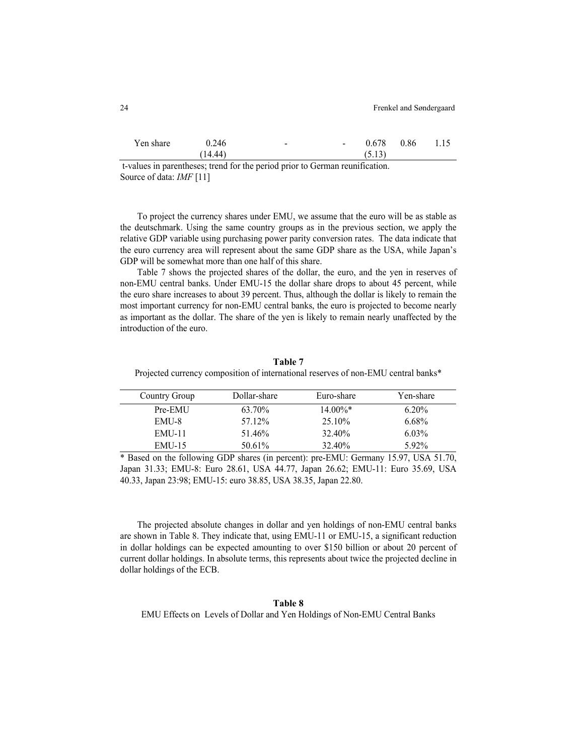| Yen share | 0.246 | - | - | 0.678 | 0.86 | 1.15 |
|---|---|---|---|---|---|---|
| | (14.44) | | | (5.13) | | |

t-values in parentheses; trend for the period prior to German reunification.
Source of data: *IMF* [11]

To project the currency shares under EMU, we assume that the euro will be as stable as the deutschmark. Using the same country groups as in the previous section, we apply the relative GDP variable using purchasing power parity conversion rates. The data indicate that the euro currency area will represent about the same GDP share as the USA, while Japan's GDP will be somewhat more than one half of this share.

Table 7 shows the projected shares of the dollar, the euro, and the yen in reserves of non-EMU central banks. Under EMU-15 the dollar share drops to about 45 percent, while the euro share increases to about 39 percent. Thus, although the dollar is likely to remain the most important currency for non-EMU central banks, the euro is projected to become nearly as important as the dollar. The share of the yen is likely to remain nearly unaffected by the introduction of the euro.

**Table 7**

Projected currency composition of international reserves of non-EMU central banks*

| Country Group | Dollar-share | Euro-share | Yen-share |
|---|---|---|---|
| Pre-EMU | 63.70% | 14.00%* | 6.20% |
| EMU-8 | 57.12% | 25.10% | 6.68% |
| EMU-11 | 51.46% | 32.40% | 6.03% |
| EMU-15 | 50.61% | 32.40% | 5.92% |

\* Based on the following GDP shares (in percent): pre-EMU: Germany 15.97, USA 51.70, Japan 31.33; EMU-8: Euro 28.61, USA 44.77, Japan 26.62; EMU-11: Euro 35.69, USA 40.33, Japan 23:98; EMU-15: euro 38.85, USA 38.35, Japan 22.80.

The projected absolute changes in dollar and yen holdings of non-EMU central banks are shown in Table 8. They indicate that, using EMU-11 or EMU-15, a significant reduction in dollar holdings can be expected amounting to over $150 billion or about 20 percent of current dollar holdings. In absolute terms, this represents about twice the projected decline in dollar holdings of the ECB.

**Table 8**

EMU Effects on Levels of Dollar and Yen Holdings of Non-EMU Central Banks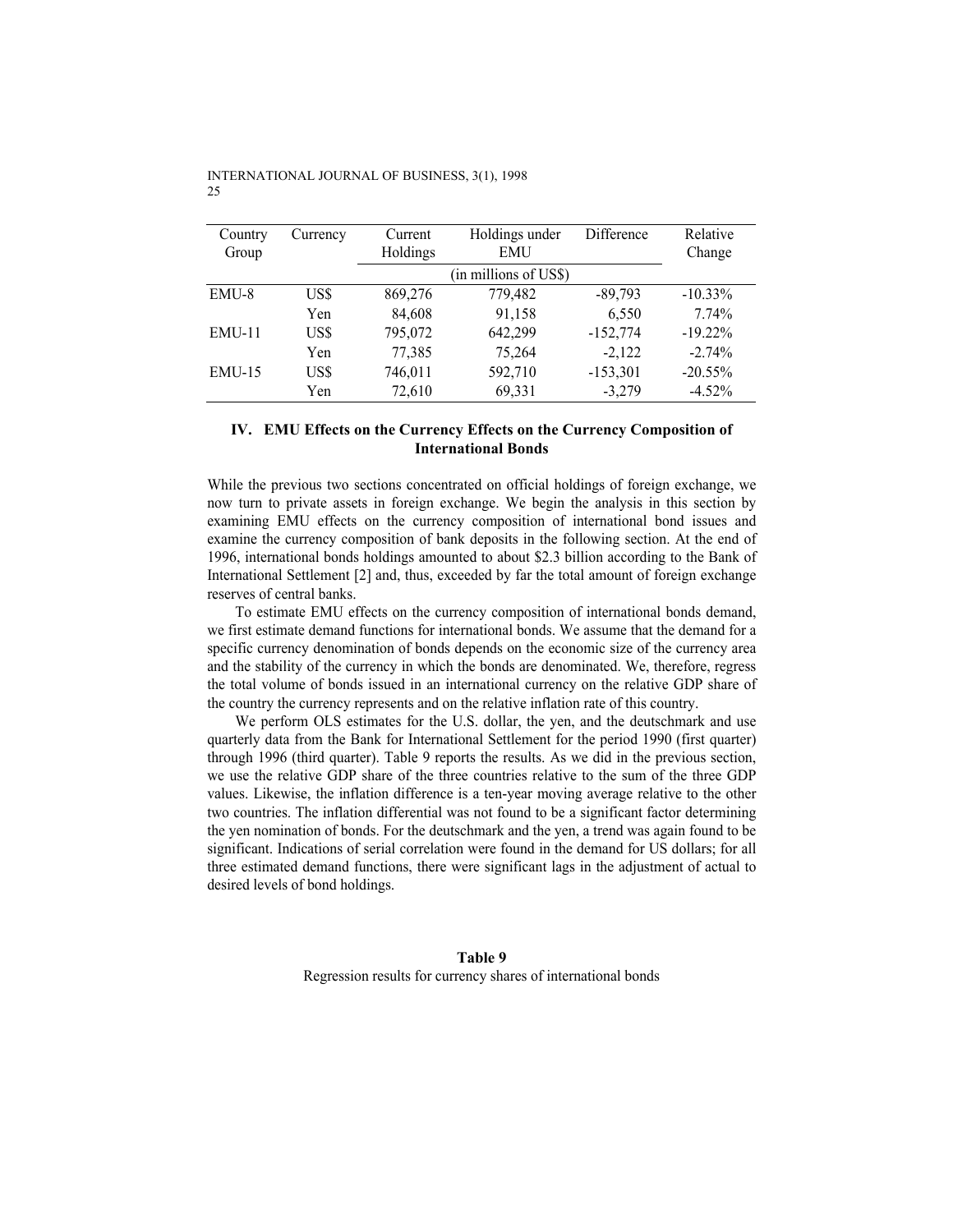| Country Group | Currency | Current Holdings | Holdings under EMU | Difference | Relative Change |
|---|---|---|---|---|---|
| | | (in millions of US$) | | | |
| EMU-8 | US$ | 869,276 | 779,482 | -89,793 | -10.33% |
| | Yen | 84,608 | 91,158 | 6,550 | 7.74% |
| EMU-11 | US$ | 795,072 | 642,299 | -152,774 | -19.22% |
| | Yen | 77,385 | 75,264 | -2,122 | -2.74% |
| EMU-15 | US$ | 746,011 | 592,710 | -153,301 | -20.55% |
| | Yen | 72,610 | 69,331 | -3,279 | -4.52% |

## IV. EMU Effects on the Currency Effects on the Currency Composition of International Bonds

While the previous two sections concentrated on official holdings of foreign exchange, we now turn to private assets in foreign exchange. We begin the analysis in this section by examining EMU effects on the currency composition of international bond issues and examine the currency composition of bank deposits in the following section. At the end of 1996, international bonds holdings amounted to about $2.3 billion according to the Bank of International Settlement [2] and, thus, exceeded by far the total amount of foreign exchange reserves of central banks.

To estimate EMU effects on the currency composition of international bonds demand, we first estimate demand functions for international bonds. We assume that the demand for a specific currency denomination of bonds depends on the economic size of the currency area and the stability of the currency in which the bonds are denominated. We, therefore, regress the total volume of bonds issued in an international currency on the relative GDP share of the country the currency represents and on the relative inflation rate of this country.

We perform OLS estimates for the U.S. dollar, the yen, and the deutschmark and use quarterly data from the Bank for International Settlement for the period 1990 (first quarter) through 1996 (third quarter). Table 9 reports the results. As we did in the previous section, we use the relative GDP share of the three countries relative to the sum of the three GDP values. Likewise, the inflation difference is a ten-year moving average relative to the other two countries. The inflation differential was not found to be a significant factor determining the yen nomination of bonds. For the deutschmark and the yen, a trend was again found to be significant. Indications of serial correlation were found in the demand for US dollars; for all three estimated demand functions, there were significant lags in the adjustment of actual to desired levels of bond holdings.

**Table 9**

Regression results for currency shares of international bonds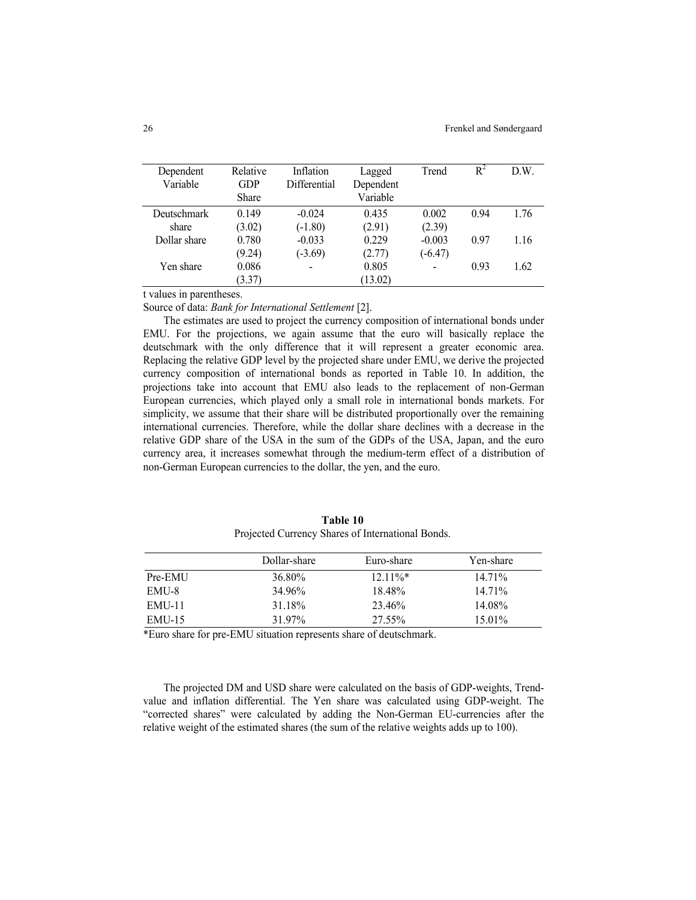| Dependent Variable | Relative GDP Share | Inflation Differential | Lagged Dependent Variable | Trend | $R^2$ | D.W. |
|---|---|---|---|---|---|---|
| Deutschmark share | 0.149 (3.02) | -0.024 (-1.80) | 0.435 (2.91) | 0.002 (2.39) | 0.94 | 1.76 |
| Dollar share | 0.780 (9.24) | -0.033 (-3.69) | 0.229 (2.77) | -0.003 (-6.47) | 0.97 | 1.16 |
| Yen share | 0.086 (3.37) | - | 0.805 (13.02) | - | 0.93 | 1.62 |

t values in parentheses.

Source of data: *Bank for International Settlement* [2].

The estimates are used to project the currency composition of international bonds under EMU. For the projections, we again assume that the euro will basically replace the deutschmark with the only difference that it will represent a greater economic area. Replacing the relative GDP level by the projected share under EMU, we derive the projected currency composition of international bonds as reported in Table 10. In addition, the projections take into account that EMU also leads to the replacement of non-German European currencies, which played only a small role in international bonds markets. For simplicity, we assume that their share will be distributed proportionally over the remaining international currencies. Therefore, while the dollar share declines with a decrease in the relative GDP share of the USA in the sum of the GDPs of the USA, Japan, and the euro currency area, it increases somewhat through the medium-term effect of a distribution of non-German European currencies to the dollar, the yen, and the euro.

**Table 10**
Projected Currency Shares of International Bonds.

| | Dollar-share | Euro-share | Yen-share |
|---|---|---|---|
| Pre-EMU | 36.80% | 12.11%* | 14.71% |
| EMU-8 | 34.96% | 18.48% | 14.71% |
| EMU-11 | 31.18% | 23.46% | 14.08% |
| EMU-15 | 31.97% | 27.55% | 15.01% |

*Euro share for pre-EMU situation represents share of deutschmark.

The projected DM and USD share were calculated on the basis of GDP-weights, Trend-value and inflation differential. The Yen share was calculated using GDP-weight. The "corrected shares" were calculated by adding the Non-German EU-currencies after the relative weight of the estimated shares (the sum of the relative weights adds up to 100).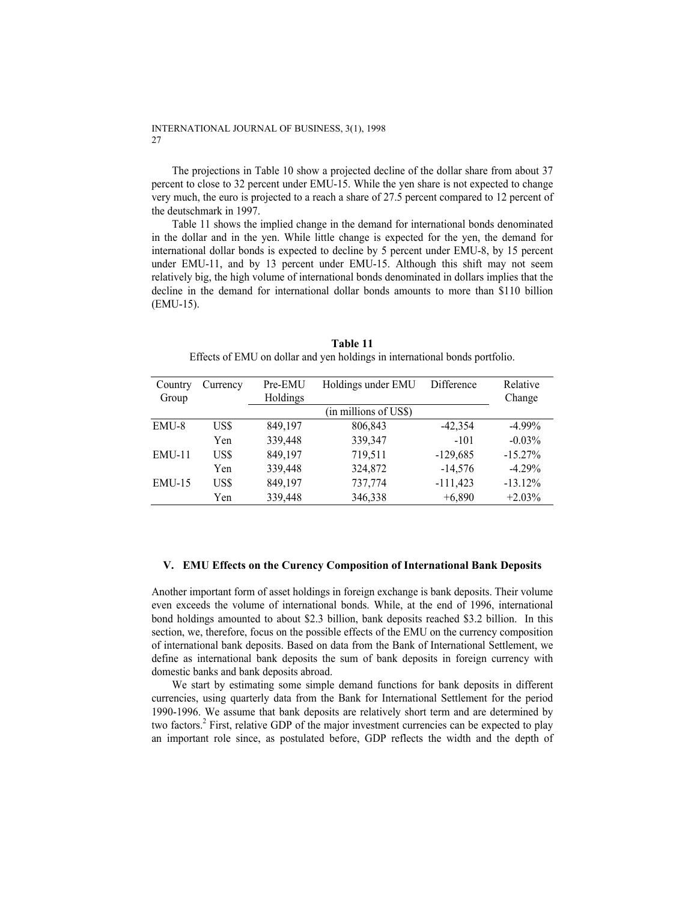The projections in Table 10 show a projected decline of the dollar share from about 37 percent to close to 32 percent under EMU-15. While the yen share is not expected to change very much, the euro is projected to a reach a share of 27.5 percent compared to 12 percent of the deutschmark in 1997.

Table 11 shows the implied change in the demand for international bonds denominated in the dollar and in the yen. While little change is expected for the yen, the demand for international dollar bonds is expected to decline by 5 percent under EMU-8, by 15 percent under EMU-11, and by 13 percent under EMU-15. Although this shift may not seem relatively big, the high volume of international bonds denominated in dollars implies that the decline in the demand for international dollar bonds amounts to more than $110 billion (EMU-15).

**Table 11**
Effects of EMU on dollar and yen holdings in international bonds portfolio.

| Country Group | Currency | Pre-EMU Holdings | Holdings under EMU | Difference | Relative Change |
|---|---|---|---|---|---|
| | | (in millions of US$) | | | |
| EMU-8 | US$ | 849,197 | 806,843 | -42,354 | -4.99% |
| | Yen | 339,448 | 339,347 | -101 | -0.03% |
| EMU-11 | US$ | 849,197 | 719,511 | -129,685 | -15.27% |
| | Yen | 339,448 | 324,872 | -14,576 | -4.29% |
| EMU-15 | US$ | 849,197 | 737,774 | -111,423 | -13.12% |
| | Yen | 339,448 | 346,338 | +6,890 | +2.03% |

## V. EMU Effects on the Curency Composition of International Bank Deposits

Another important form of asset holdings in foreign exchange is bank deposits. Their volume even exceeds the volume of international bonds. While, at the end of 1996, international bond holdings amounted to about $2.3 billion, bank deposits reached $3.2 billion. In this section, we, therefore, focus on the possible effects of the EMU on the currency composition of international bank deposits. Based on data from the Bank of International Settlement, we define as international bank deposits the sum of bank deposits in foreign currency with domestic banks and bank deposits abroad.

We start by estimating some simple demand functions for bank deposits in different currencies, using quarterly data from the Bank for International Settlement for the period 1990-1996. We assume that bank deposits are relatively short term and are determined by two factors.[2] First, relative GDP of the major investment currencies can be expected to play an important role since, as postulated before, GDP reflects the width and the depth of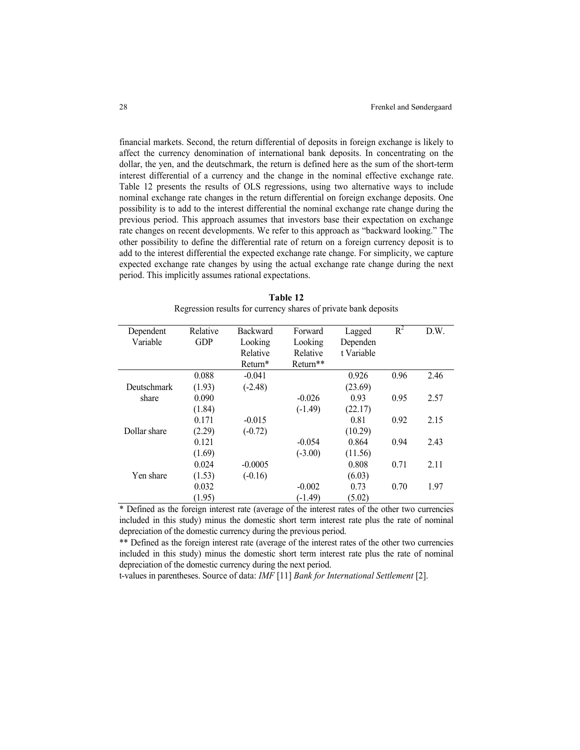financial markets. Second, the return differential of deposits in foreign exchange is likely to affect the currency denomination of international bank deposits. In concentrating on the dollar, the yen, and the deutschmark, the return is defined here as the sum of the short-term interest differential of a currency and the change in the nominal effective exchange rate. Table 12 presents the results of OLS regressions, using two alternative ways to include nominal exchange rate changes in the return differential on foreign exchange deposits. One possibility is to add to the interest differential the nominal exchange rate change during the previous period. This approach assumes that investors base their expectation on exchange rate changes on recent developments. We refer to this approach as "backward looking." The other possibility to define the differential rate of return on a foreign currency deposit is to add to the interest differential the expected exchange rate change. For simplicity, we capture expected exchange rate changes by using the actual exchange rate change during the next period. This implicitly assumes rational expectations.

**Table 12**

Regression results for currency shares of private bank deposits

| Dependent Variable | Relative GDP | Backward Looking Relative Return* | Forward Looking Relative Return** | Lagged Dependent Variable | $R^2$ | D.W. |
|---|---|---|---|---|---|---|
| Deutschmark share | 0.088 | -0.041 | | 0.926 | 0.96 | 2.46 |
| | (1.93) | (-2.48) | | (23.69) | | |
| | 0.090 | | -0.026 | 0.93 | 0.95 | 2.57 |
| | (1.84) | | (-1.49) | (22.17) | | |
| Dollar share | 0.171 | -0.015 | | 0.81 | 0.92 | 2.15 |
| | (2.29) | (-0.72) | | (10.29) | | |
| | 0.121 | | -0.054 | 0.864 | 0.94 | 2.43 |
| | (1.69) | | (-3.00) | (11.56) | | |
| Yen share | 0.024 | -0.0005 | | 0.808 | 0.71 | 2.11 |
| | (1.53) | (-0.16) | | (6.03) | | |
| | 0.032 | | -0.002 | 0.73 | 0.70 | 1.97 |
| | (1.95) | | (-1.49) | (5.02) | | |

* Defined as the foreign interest rate (average of the interest rates of the other two currencies included in this study) minus the domestic short term interest rate plus the rate of nominal depreciation of the domestic currency during the previous period.

** Defined as the foreign interest rate (average of the interest rates of the other two currencies included in this study) minus the domestic short term interest rate plus the rate of nominal depreciation of the domestic currency during the next period.

t-values in parentheses. Source of data: *IMF* [11] *Bank for International Settlement* [2].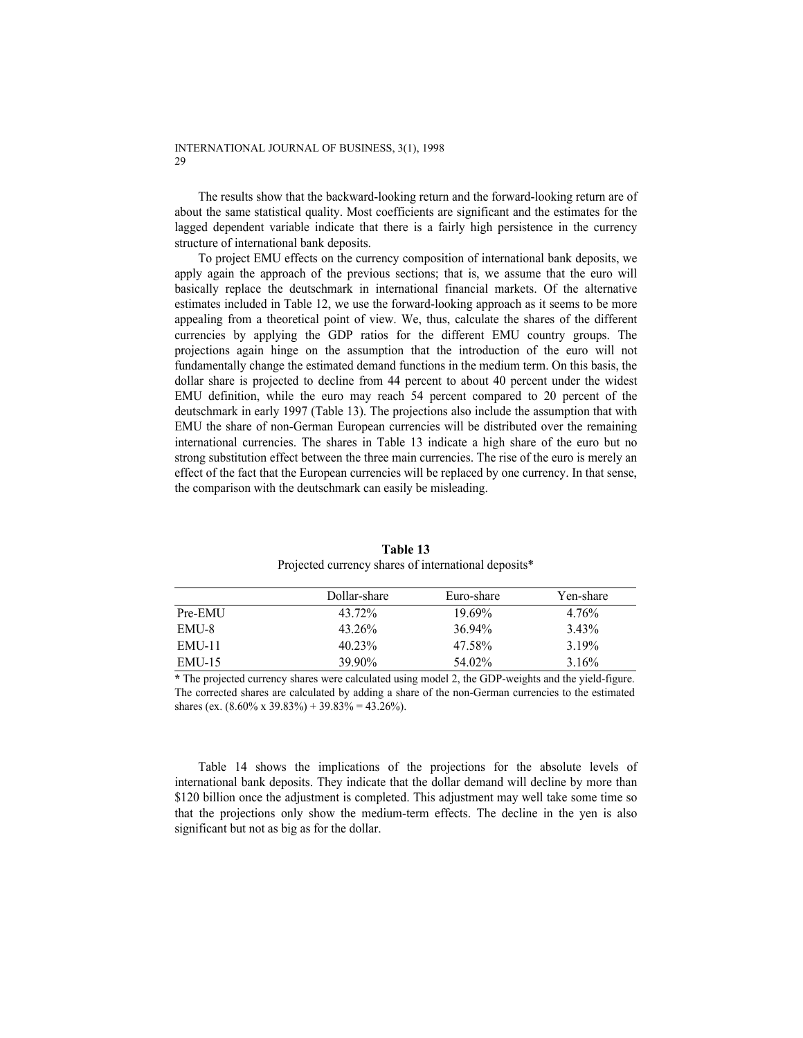The results show that the backward-looking return and the forward-looking return are of about the same statistical quality. Most coefficients are significant and the estimates for the lagged dependent variable indicate that there is a fairly high persistence in the currency structure of international bank deposits.

To project EMU effects on the currency composition of international bank deposits, we apply again the approach of the previous sections; that is, we assume that the euro will basically replace the deutschmark in international financial markets. Of the alternative estimates included in Table 12, we use the forward-looking approach as it seems to be more appealing from a theoretical point of view. We, thus, calculate the shares of the different currencies by applying the GDP ratios for the different EMU country groups. The projections again hinge on the assumption that the introduction of the euro will not fundamentally change the estimated demand functions in the medium term. On this basis, the dollar share is projected to decline from 44 percent to about 40 percent under the widest EMU definition, while the euro may reach 54 percent compared to 20 percent of the deutschmark in early 1997 (Table 13). The projections also include the assumption that with EMU the share of non-German European currencies will be distributed over the remaining international currencies. The shares in Table 13 indicate a high share of the euro but no strong substitution effect between the three main currencies. The rise of the euro is merely an effect of the fact that the European currencies will be replaced by one currency. In that sense, the comparison with the deutschmark can easily be misleading.

**Table 13**

Projected currency shares of international deposits*

| | Dollar-share | Euro-share | Yen-share |
|---|---|---|---|
| Pre-EMU | 43.72% | 19.69% | 4.76% |
| EMU-8 | 43.26% | 36.94% | 3.43% |
| EMU-11 | 40.23% | 47.58% | 3.19% |
| EMU-15 | 39.90% | 54.02% | 3.16% |

**\*** The projected currency shares were calculated using model 2, the GDP-weights and the yield-figure. The corrected shares are calculated by adding a share of the non-German currencies to the estimated shares (ex. (8.60% x 39.83%) + 39.83% = 43.26%).

Table 14 shows the implications of the projections for the absolute levels of international bank deposits. They indicate that the dollar demand will decline by more than $120 billion once the adjustment is completed. This adjustment may well take some time so that the projections only show the medium-term effects. The decline in the yen is also significant but not as big as for the dollar.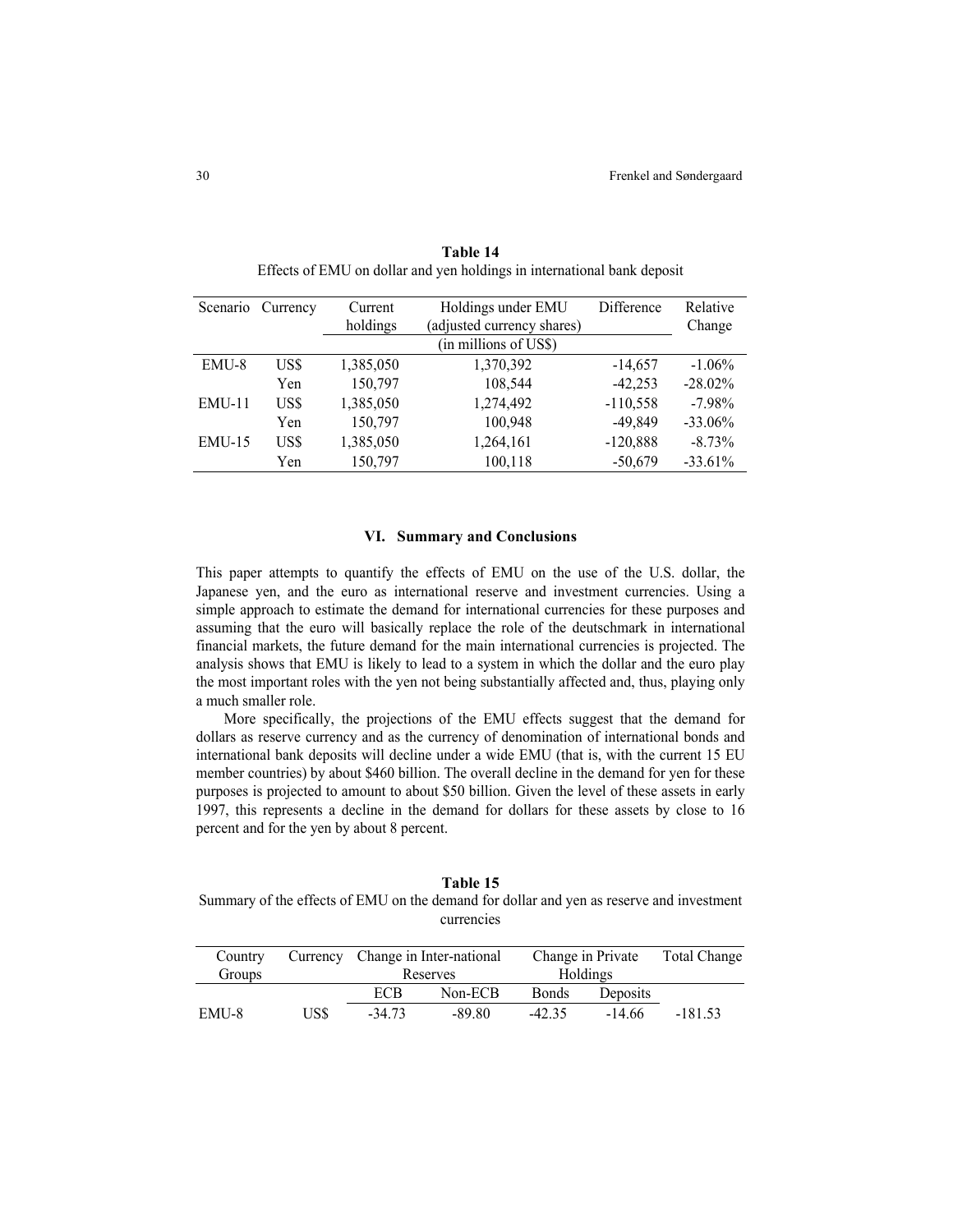**Table 14**
Effects of EMU on dollar and yen holdings in international bank deposit

| Scenario | Currency | Current holdings | Holdings under EMU (adjusted currency shares) | Difference | Relative Change |
|---|---|---|---|---|---|
| | | (in millions of US$) | | | |
| EMU-8 | US$ | 1,385,050 | 1,370,392 | -14,657 | -1.06% |
| | Yen | 150,797 | 108,544 | -42,253 | -28.02% |
| EMU-11 | US$ | 1,385,050 | 1,274,492 | -110,558 | -7.98% |
| | Yen | 150,797 | 100,948 | -49,849 | -33.06% |
| EMU-15 | US$ | 1,385,050 | 1,264,161 | -120,888 | -8.73% |
| | Yen | 150,797 | 100,118 | -50,679 | -33.61% |

## VI. Summary and Conclusions

This paper attempts to quantify the effects of EMU on the use of the U.S. dollar, the Japanese yen, and the euro as international reserve and investment currencies. Using a simple approach to estimate the demand for international currencies for these purposes and assuming that the euro will basically replace the role of the deutschmark in international financial markets, the future demand for the main international currencies is projected. The analysis shows that EMU is likely to lead to a system in which the dollar and the euro play the most important roles with the yen not being substantially affected and, thus, playing only a much smaller role.

More specifically, the projections of the EMU effects suggest that the demand for dollars as reserve currency and as the currency of denomination of international bonds and international bank deposits will decline under a wide EMU (that is, with the current 15 EU member countries) by about $460 billion. The overall decline in the demand for yen for these purposes is projected to amount to about $50 billion. Given the level of these assets in early 1997, this represents a decline in the demand for dollars for these assets by close to 16 percent and for the yen by about 8 percent.

**Table 15**
Summary of the effects of EMU on the demand for dollar and yen as reserve and investment currencies

| Country Groups | Currency | Change in International Reserves | | Change in Private Holdings | | Total Change |
|---|---|---|---|---|---|---|
| | | ECB | Non-ECB | Bonds | Deposits | |
| EMU-8 | US$ | -34.73 | -89.80 | -42.35 | -14.66 | -181.53 |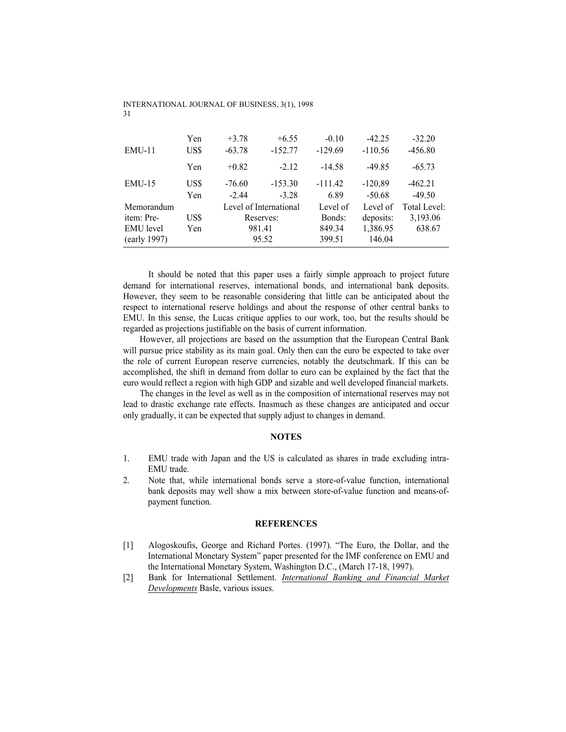| | | | | | | |
|---|---|---|---|---|---|---|
| | Yen | +3.78 | +6.55 | -0.10 | -42.25 | -32.20 |
| EMU-11 | US$ | -63.78 | -152.77 | -129.69 | -110.56 | -456.80 |
| | Yen | +0.82 | -2.12 | -14.58 | -49.85 | -65.73 |
| EMU-15 | US$ | -76.60 | -153.30 | -111.42 | -120,89 | -462.21 |
| | Yen | -2.44 | -3.28 | 6.89 | -50.68 | -49.50 |
| Memorandum item: Pre-EMU level (early 1997) | | Level of International Reserves: | | Level of Bonds: | Level of deposits: | Total Level: |
| | US$ | 981.41 | | 849.34 | 1,386.95 | 3,193.06 |
| | Yen | 95.52 | | 399.51 | 146.04 | 638.67 |

It should be noted that this paper uses a fairly simple approach to project future demand for international reserves, international bonds, and international bank deposits. However, they seem to be reasonable considering that little can be anticipated about the respect to international reserve holdings and about the response of other central banks to EMU. In this sense, the Lucas critique applies to our work, too, but the results should be regarded as projections justifiable on the basis of current information.

However, all projections are based on the assumption that the European Central Bank will pursue price stability as its main goal. Only then can the euro be expected to take over the role of current European reserve currencies, notably the deutschmark. If this can be accomplished, the shift in demand from dollar to euro can be explained by the fact that the euro would reflect a region with high GDP and sizable and well developed financial markets.

The changes in the level as well as in the composition of international reserves may not lead to drastic exchange rate effects. Inasmuch as these changes are anticipated and occur only gradually, it can be expected that supply adjust to changes in demand.

## NOTES

1. EMU trade with Japan and the US is calculated as shares in trade excluding intra-EMU trade.
2. Note that, while international bonds serve a store-of-value function, international bank deposits may well show a mix between store-of-value function and means-of-payment function.

## REFERENCES

[1] Alogoskoufis, George and Richard Portes. (1997). "The Euro, the Dollar, and the International Monetary System" paper presented for the IMF conference on EMU and the International Monetary System, Washington D.C., (March 17-18, 1997).

[2] Bank for International Settlement. *International Banking and Financial Market Developments* Basle, various issues.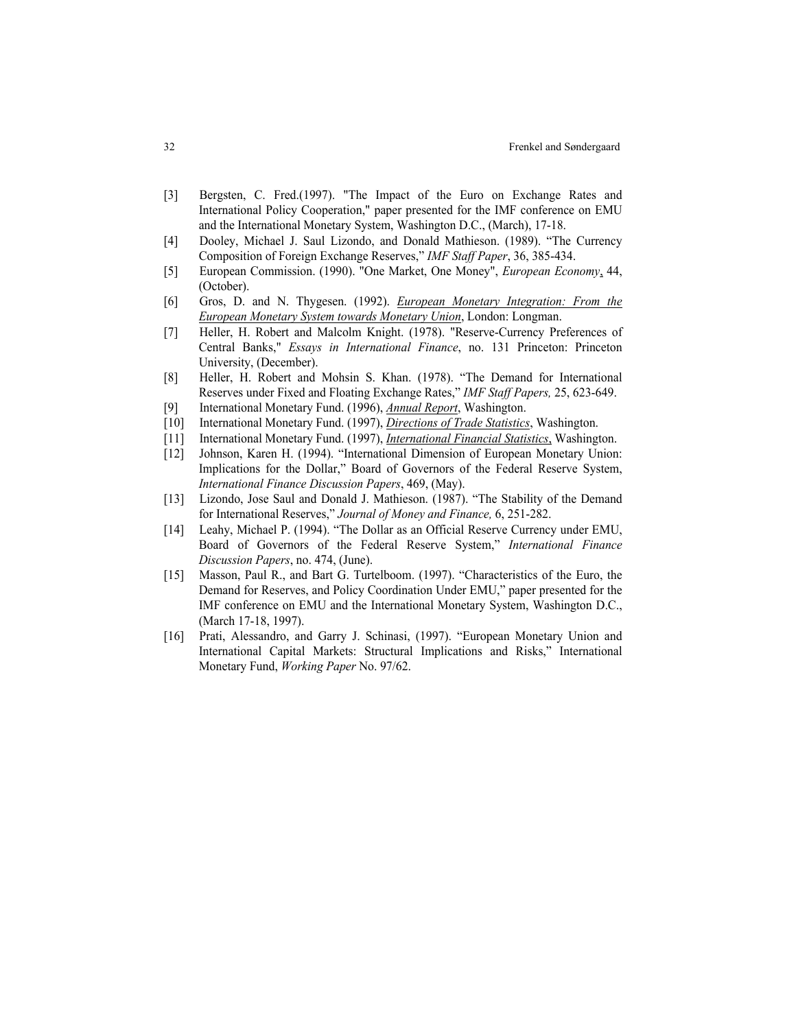[3] Bergsten, C. Fred.(1997). "The Impact of the Euro on Exchange Rates and International Policy Cooperation," paper presented for the IMF conference on EMU and the International Monetary System, Washington D.C., (March), 17-18.

[4] Dooley, Michael J. Saul Lizondo, and Donald Mathieson. (1989). "The Currency Composition of Foreign Exchange Reserves," *IMF Staff Paper*, 36, 385-434.

[5] European Commission. (1990). "One Market, One Money", *European Economy*, 44, (October).

[6] Gros, D. and N. Thygesen. (1992). *European Monetary Integration: From the European Monetary System towards Monetary Union*, London: Longman.

[7] Heller, H. Robert and Malcolm Knight. (1978). "Reserve-Currency Preferences of Central Banks," *Essays in International Finance*, no. 131 Princeton: Princeton University, (December).

[8] Heller, H. Robert and Mohsin S. Khan. (1978). "The Demand for International Reserves under Fixed and Floating Exchange Rates," *IMF Staff Papers,* 25, 623-649.

[9] International Monetary Fund. (1996), *Annual Report*, Washington.

[10] International Monetary Fund. (1997), *Directions of Trade Statistics*, Washington.

[11] International Monetary Fund. (1997), *International Financial Statistics*, Washington.

[12] Johnson, Karen H. (1994). "International Dimension of European Monetary Union: Implications for the Dollar," Board of Governors of the Federal Reserve System, *International Finance Discussion Papers*, 469, (May).

[13] Lizondo, Jose Saul and Donald J. Mathieson. (1987). "The Stability of the Demand for International Reserves," *Journal of Money and Finance,* 6, 251-282.

[14] Leahy, Michael P. (1994). "The Dollar as an Official Reserve Currency under EMU, Board of Governors of the Federal Reserve System," *International Finance Discussion Papers*, no. 474, (June).

[15] Masson, Paul R., and Bart G. Turtelboom. (1997). "Characteristics of the Euro, the Demand for Reserves, and Policy Coordination Under EMU," paper presented for the IMF conference on EMU and the International Monetary System, Washington D.C., (March 17-18, 1997).

[16] Prati, Alessandro, and Garry J. Schinasi, (1997). "European Monetary Union and International Capital Markets: Structural Implications and Risks," International Monetary Fund, *Working Paper* No. 97/62.